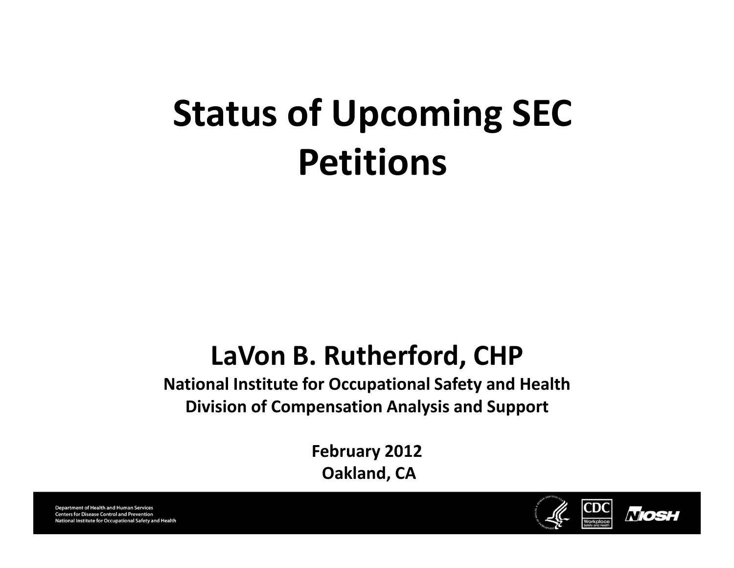# Status of Upcoming SEC Petitions

## LaVon B. Rutherford, CHP

**National Institute for Occupational Safety and Health**
**Division of Compensation Analysis and Support**

**February 2012**
**Oakland, CA**

Department of Health and Human Services
Centers for Disease Control and Prevention
National Institute for Occupational Safety and Health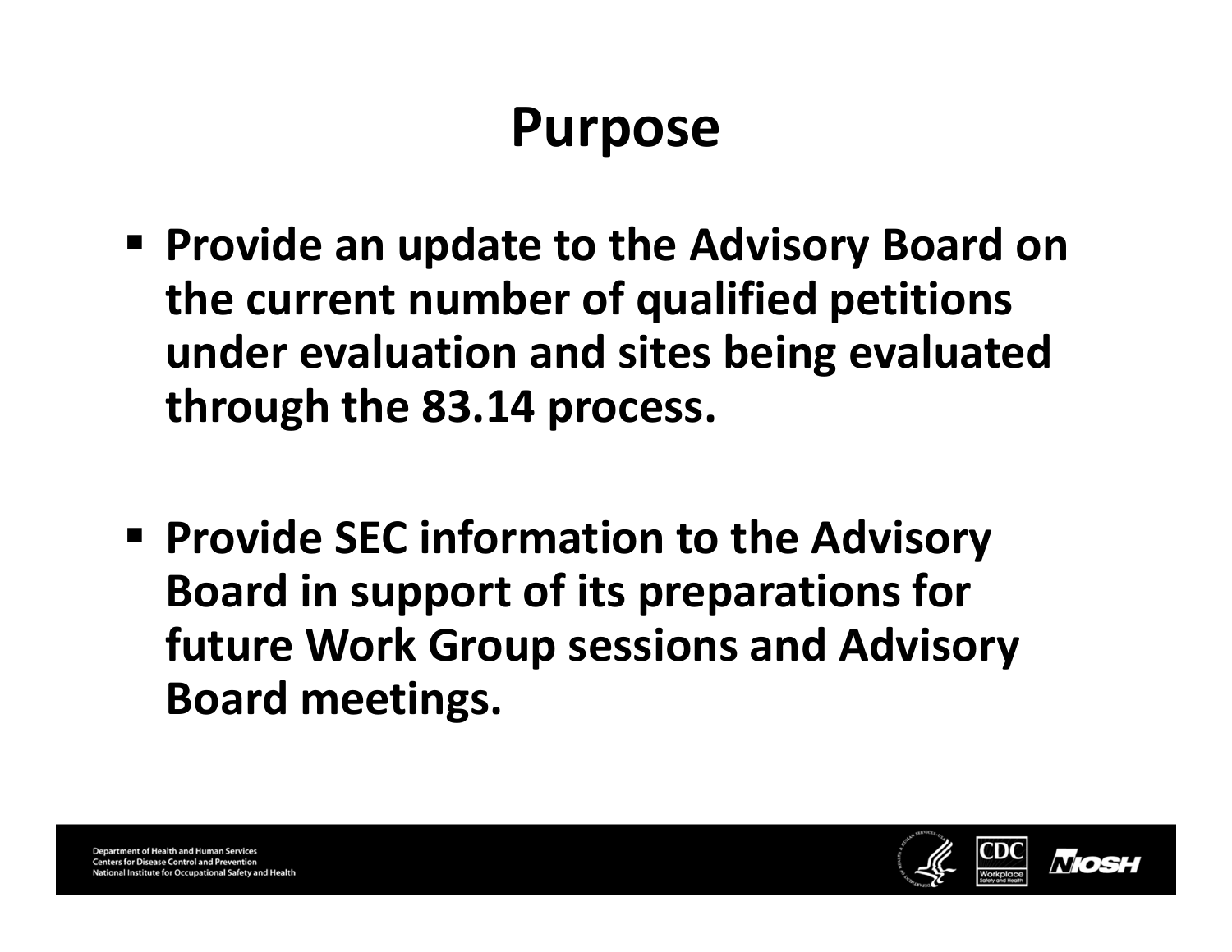# Purpose

- **Provide an update to the Advisory Board on the current number of qualified petitions under evaluation and sites being evaluated through the 83.14 process.**

- **Provide SEC information to the Advisory Board in support of its preparations for future Work Group sessions and Advisory Board meetings.**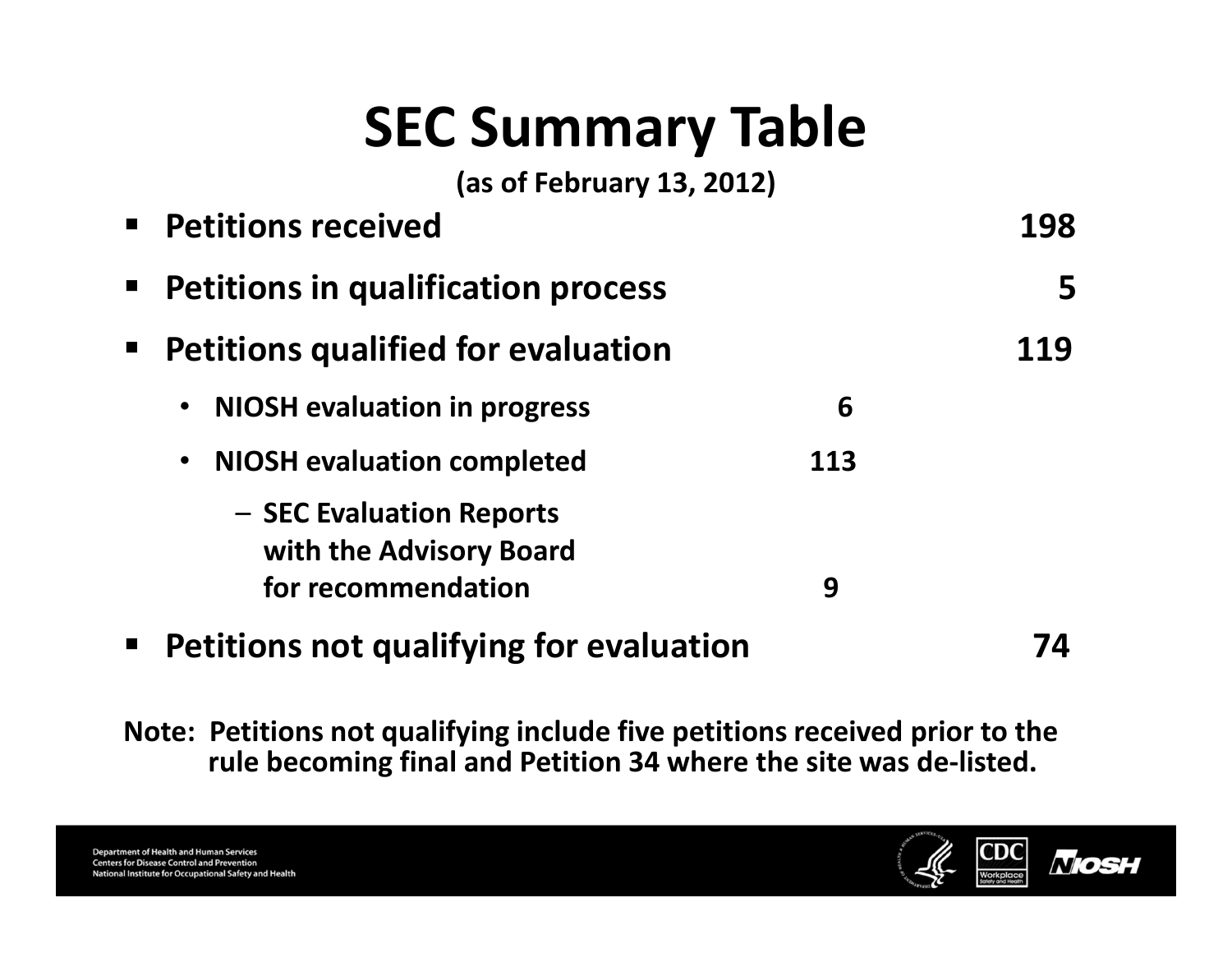# SEC Summary Table

**(as of February 13, 2012)**

| | | |
|---|---|---|
| **Petitions received** | | **198** |
| **Petitions in qualification process** | | **5** |
| **Petitions qualified for evaluation** | | **119** |
| • **NIOSH evaluation in progress** | **6** | |
| • **NIOSH evaluation completed** | **113** | |
| – **SEC Evaluation Reports with the Advisory Board for recommendation** | **9** | |
| **Petitions not qualifying for evaluation** | | **74** |

**Note: Petitions not qualifying include five petitions received prior to the rule becoming final and Petition 34 where the site was de-listed.**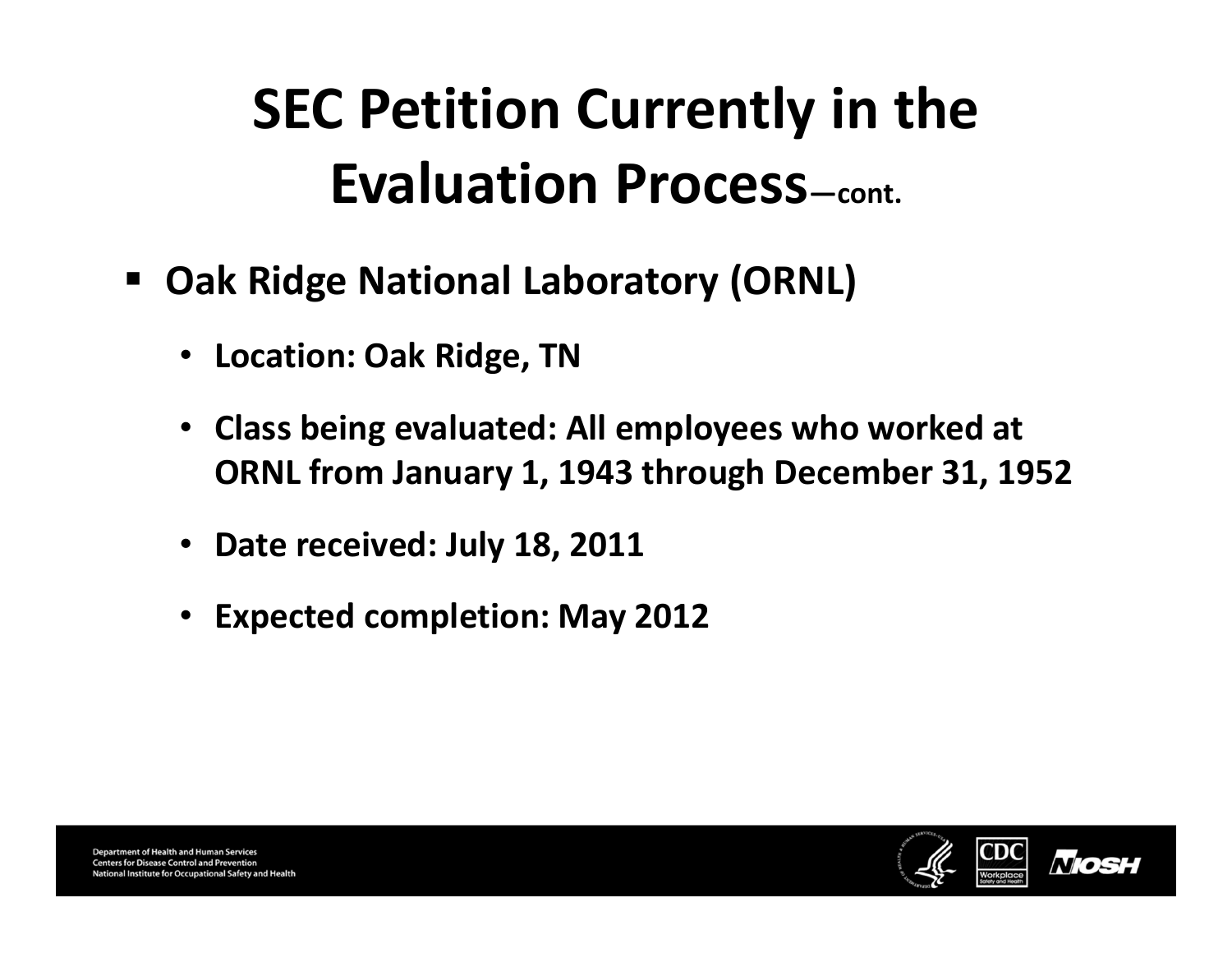# SEC Petition Currently in the Evaluation Process—cont.

- **Oak Ridge National Laboratory (ORNL)**
  - **Location: Oak Ridge, TN**
  - **Class being evaluated: All employees who worked at ORNL from January 1, 1943 through December 31, 1952**
  - **Date received: July 18, 2011**
  - **Expected completion: May 2012**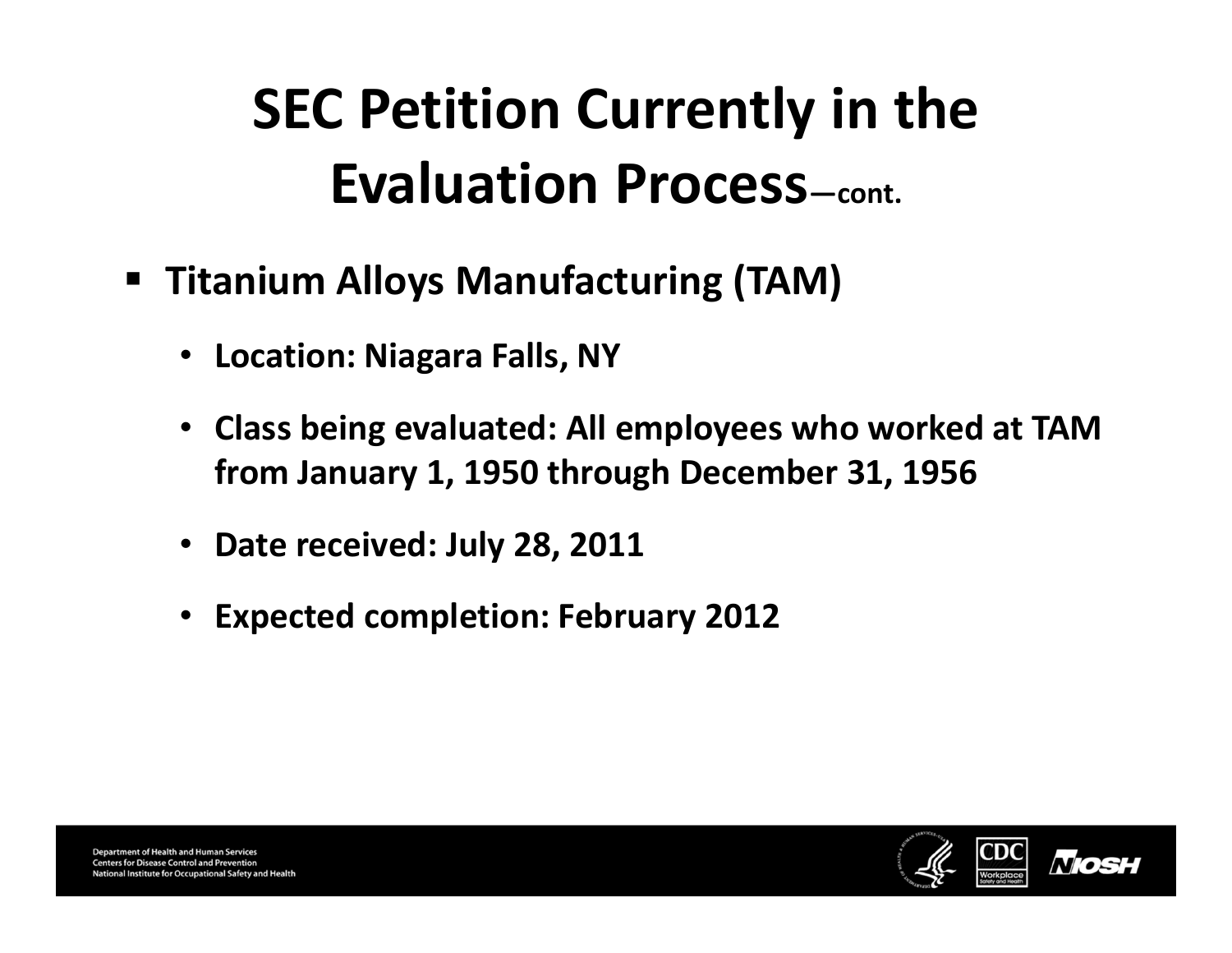# SEC Petition Currently in the Evaluation Process—cont.

- **Titanium Alloys Manufacturing (TAM)**
  - **Location: Niagara Falls, NY**
  - **Class being evaluated: All employees who worked at TAM from January 1, 1950 through December 31, 1956**
  - **Date received: July 28, 2011**
  - **Expected completion: February 2012**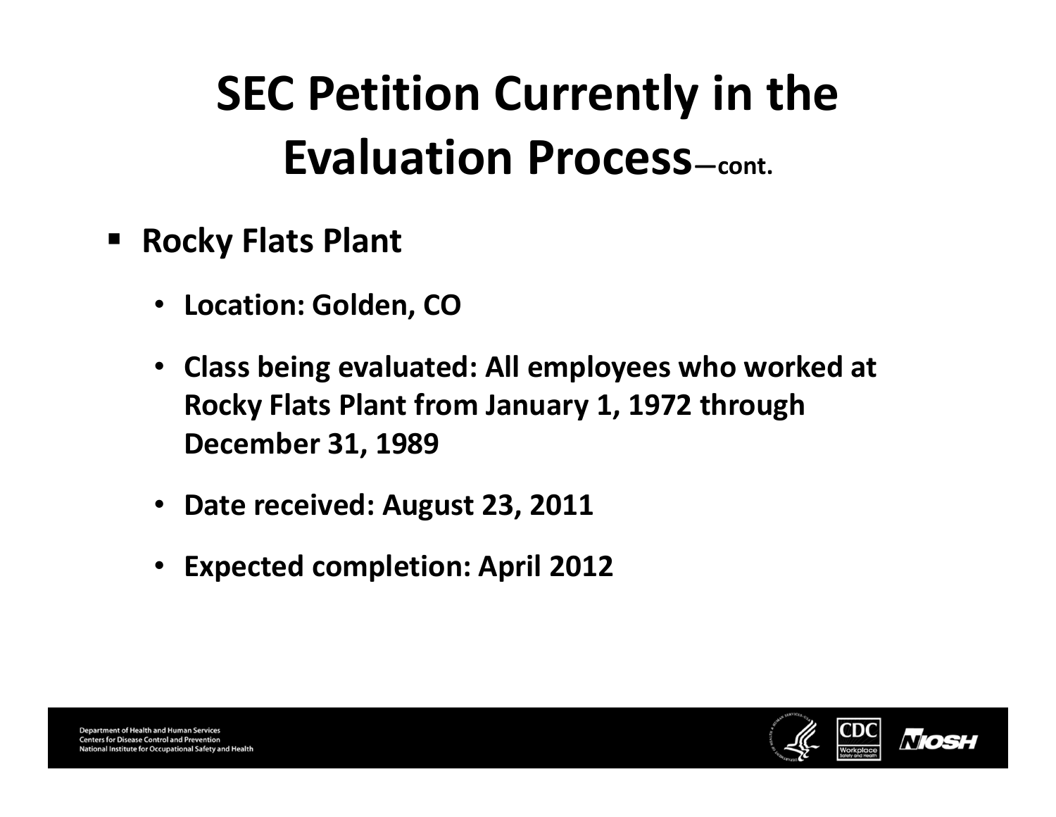# SEC Petition Currently in the Evaluation Process—cont.

- **Rocky Flats Plant**
  - **Location: Golden, CO**
  - **Class being evaluated: All employees who worked at Rocky Flats Plant from January 1, 1972 through December 31, 1989**
  - **Date received: August 23, 2011**
  - **Expected completion: April 2012**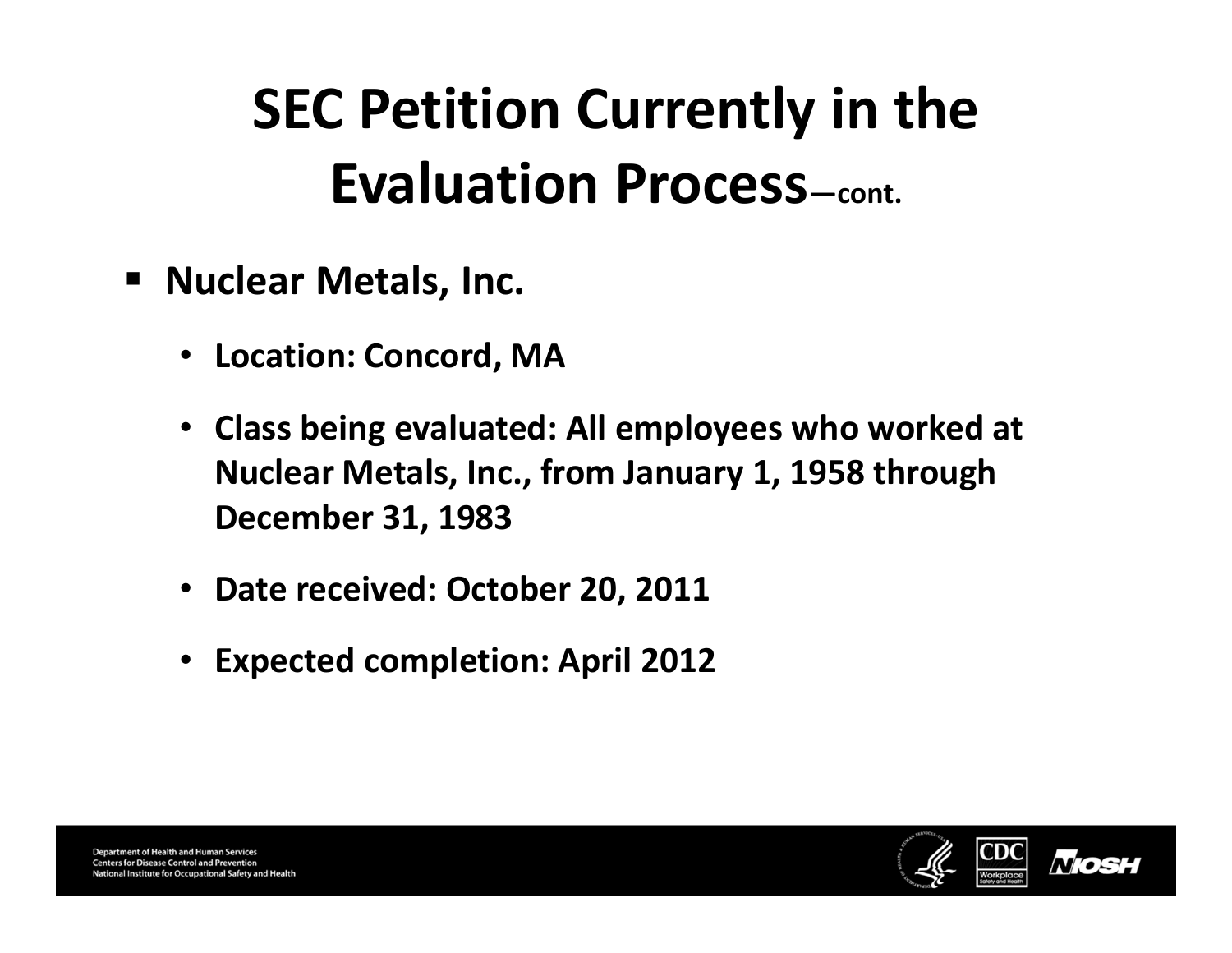# SEC Petition Currently in the Evaluation Process—cont.

- **Nuclear Metals, Inc.**
  - **Location: Concord, MA**
  - **Class being evaluated: All employees who worked at Nuclear Metals, Inc., from January 1, 1958 through December 31, 1983**
  - **Date received: October 20, 2011**
  - **Expected completion: April 2012**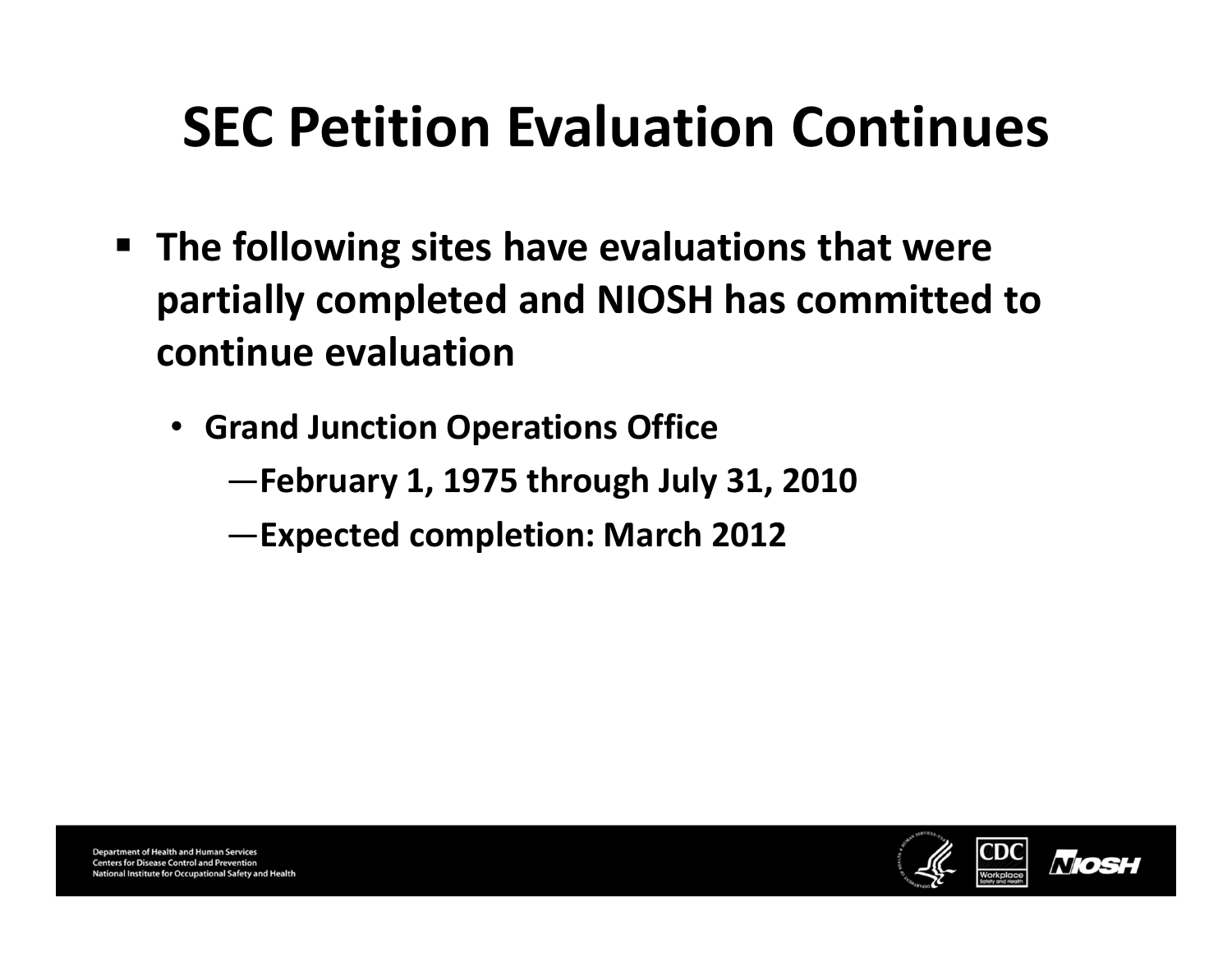# SEC Petition Evaluation Continues

- **The following sites have evaluations that were partially completed and NIOSH has committed to continue evaluation**
  - **Grand Junction Operations Office**
    - **—February 1, 1975 through July 31, 2010**
    - **—Expected completion: March 2012**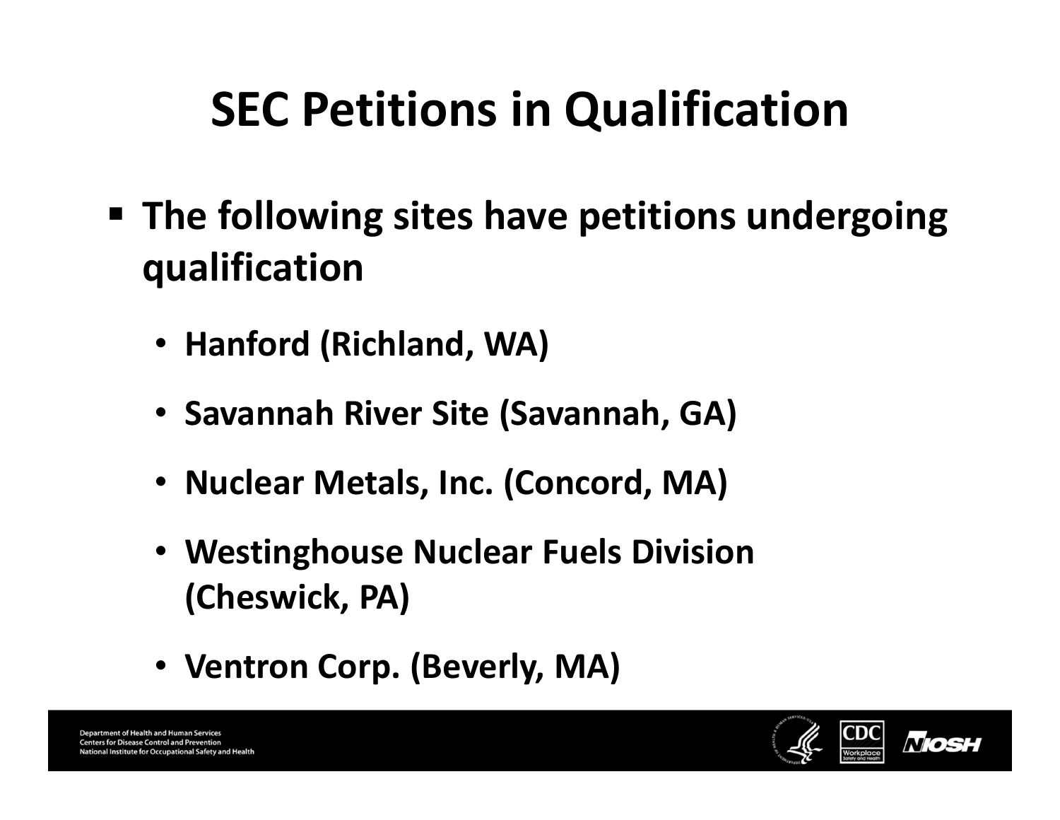# SEC Petitions in Qualification

- **The following sites have petitions undergoing qualification**
  - **Hanford (Richland, WA)**
  - **Savannah River Site (Savannah, GA)**
  - **Nuclear Metals, Inc. (Concord, MA)**
  - **Westinghouse Nuclear Fuels Division (Cheswick, PA)**
  - **Ventron Corp. (Beverly, MA)**